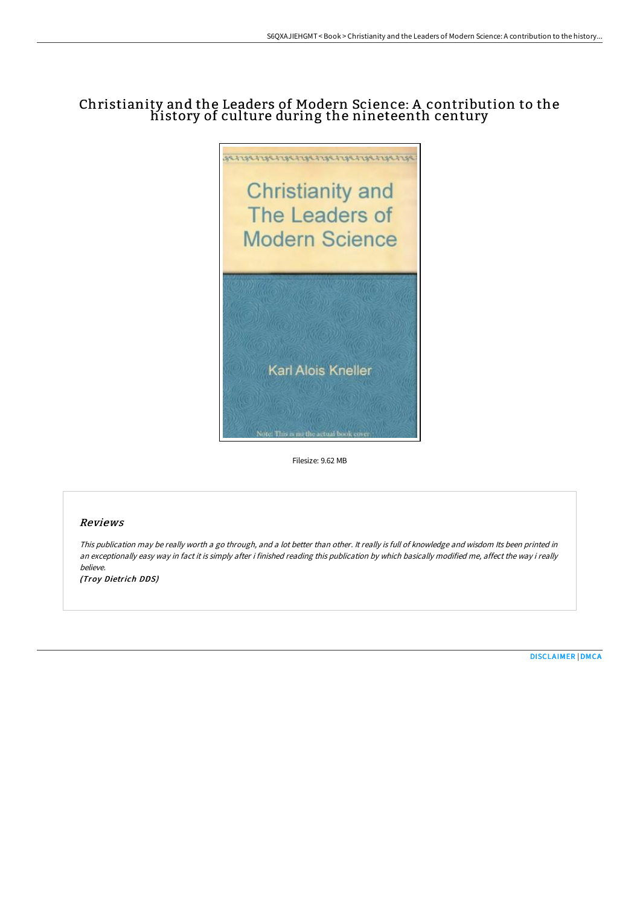# Christianity and the Leaders of Modern Science: A contribution to the history of culture during the nineteenth century

Filesize: 9.62 MB

## Reviews

*This publication may be really worth a go through, and a lot better than other. It really is full of knowledge and wisdom Its been printed in an exceptionally easy way in fact it is simply after i finished reading this publication by which basically modified me, affect the way i really believe.*

*(Troy Dietrich DDS)*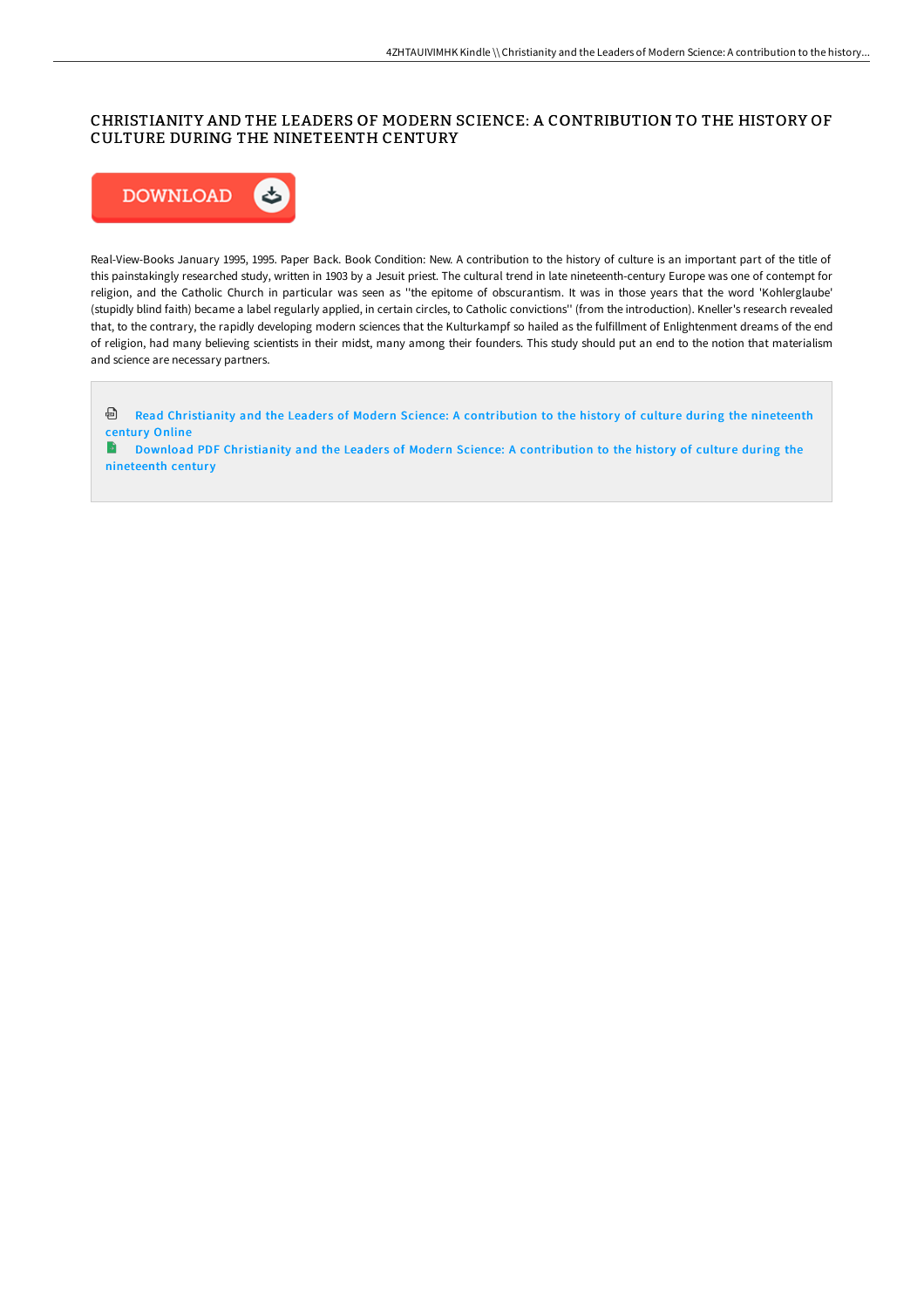# CHRISTIANITY AND THE LEADERS OF MODERN SCIENCE: A CONTRIBUTION TO THE HISTORY OF CULTURE DURING THE NINETEENTH CENTURY

DOWNLOAD

Real-View-Books January 1995, 1995. Paper Back. Book Condition: New. A contribution to the history of culture is an important part of the title of this painstakingly researched study, written in 1903 by a Jesuit priest. The cultural trend in late nineteenth-century Europe was one of contempt for religion, and the Catholic Church in particular was seen as ''the epitome of obscurantism. It was in those years that the word 'Kohlerglaube' (stupidly blind faith) became a label regularly applied, in certain circles, to Catholic convictions'' (from the introduction). Kneller's research revealed that, to the contrary, the rapidly developing modern sciences that the Kulturkampf so hailed as the fulfillment of Enlightenment dreams of the end of religion, had many believing scientists in their midst, many among their founders. This study should put an end to the notion that materialism and science are necessary partners.

Read Christianity and the Leaders of Modern Science: A contribution to the history of culture during the nineteenth century Online

Download PDF Christianity and the Leaders of Modern Science: A contribution to the history of culture during the nineteenth century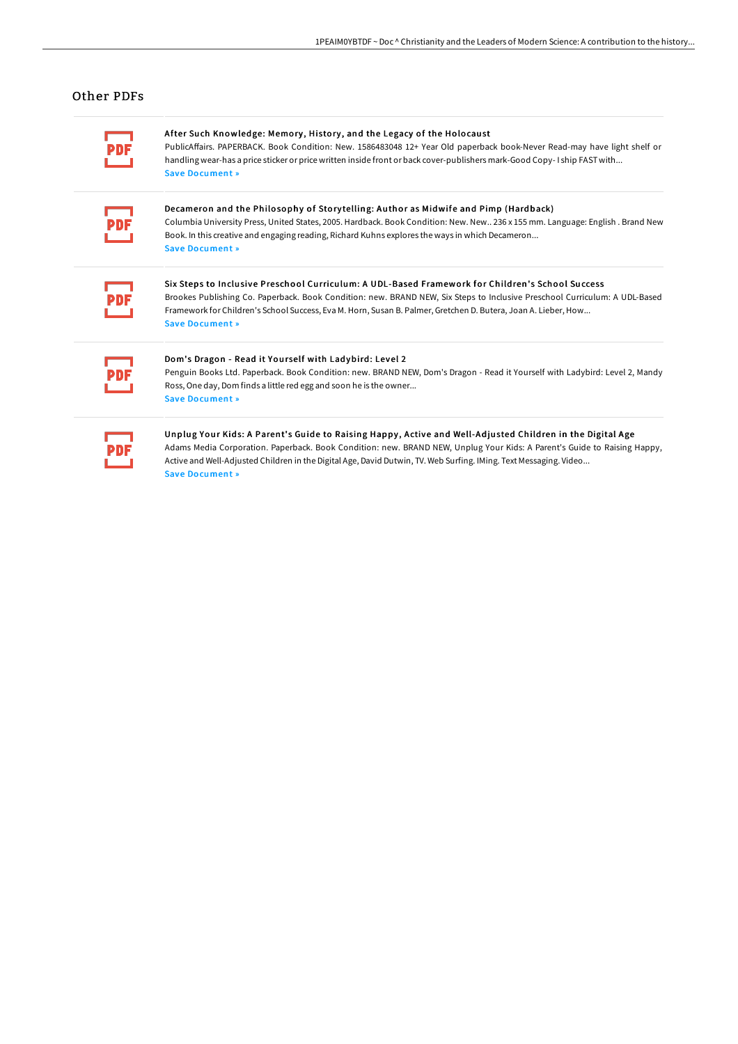## Other PDFs

**After Such Knowledge: Memory, History, and the Legacy of the Holocaust**

PublicAffairs. PAPERBACK. Book Condition: New. 1586483048 12+ Year Old paperback book-Never Read-may have light shelf or handling wear-has a price sticker or price written inside front or back cover-publishers mark-Good Copy- I ship FAST with...

Save Document »

**Decameron and the Philosophy of Storytelling: Author as Midwife and Pimp (Hardback)**

Columbia University Press, United States, 2005. Hardback. Book Condition: New. New.. 236 x 155 mm. Language: English . Brand New Book. In this creative and engaging reading, Richard Kuhns explores the ways in which Decameron...

Save Document »

**Six Steps to Inclusive Preschool Curriculum: A UDL-Based Framework for Children's School Success**

Brookes Publishing Co. Paperback. Book Condition: new. BRAND NEW, Six Steps to Inclusive Preschool Curriculum: A UDL-Based Framework for Children's School Success, Eva M. Horn, Susan B. Palmer, Gretchen D. Butera, Joan A. Lieber, How...

Save Document »

**Dom's Dragon - Read it Yourself with Ladybird: Level 2**

Penguin Books Ltd. Paperback. Book Condition: new. BRAND NEW, Dom's Dragon - Read it Yourself with Ladybird: Level 2, Mandy Ross, One day, Dom finds a little red egg and soon he is the owner...

Save Document »

**Unplug Your Kids: A Parent's Guide to Raising Happy, Active and Well-Adjusted Children in the Digital Age**

Adams Media Corporation. Paperback. Book Condition: new. BRAND NEW, Unplug Your Kids: A Parent's Guide to Raising Happy, Active and Well-Adjusted Children in the Digital Age, David Dutwin, TV. Web Surfing. IMing. Text Messaging. Video...

Save Document »